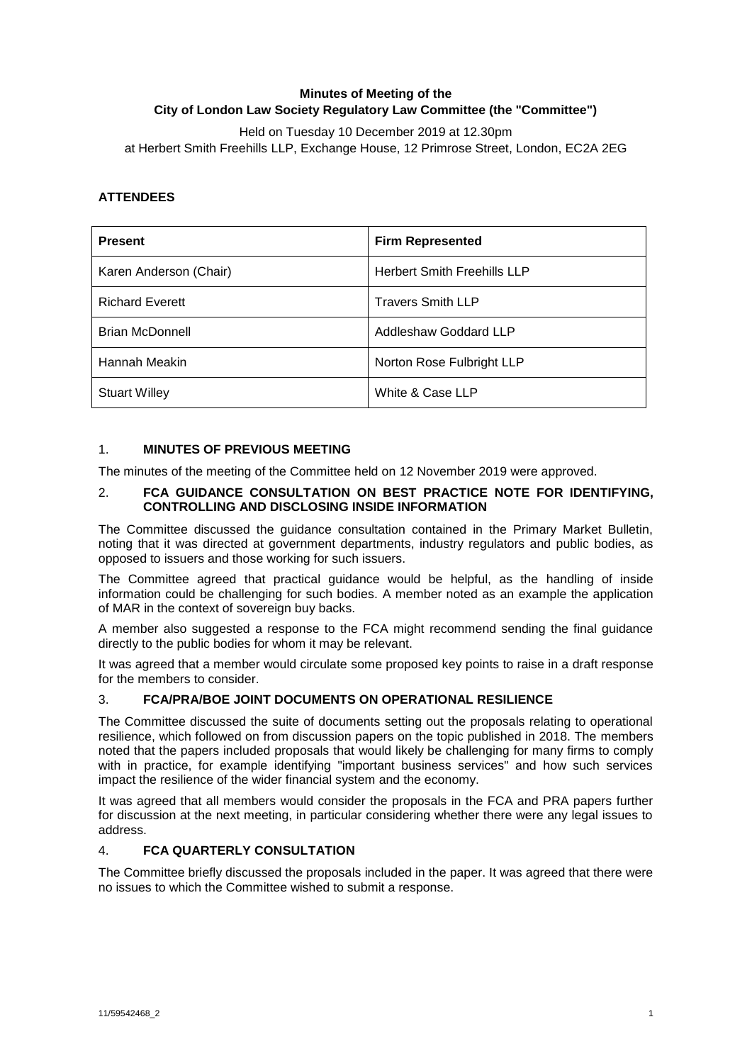**Minutes of Meeting of the**
**City of London Law Society Regulatory Law Committee (the "Committee")**

Held on Tuesday 10 December 2019 at 12.30pm
at Herbert Smith Freehills LLP, Exchange House, 12 Primrose Street, London, EC2A 2EG

## ATTENDEES

| Present | Firm Represented |
|---|---|
| Karen Anderson (Chair) | Herbert Smith Freehills LLP |
| Richard Everett | Travers Smith LLP |
| Brian McDonnell | Addleshaw Goddard LLP |
| Hannah Meakin | Norton Rose Fulbright LLP |
| Stuart Willey | White & Case LLP |

## 1. MINUTES OF PREVIOUS MEETING

The minutes of the meeting of the Committee held on 12 November 2019 were approved.

## 2. FCA GUIDANCE CONSULTATION ON BEST PRACTICE NOTE FOR IDENTIFYING, CONTROLLING AND DISCLOSING INSIDE INFORMATION

The Committee discussed the guidance consultation contained in the Primary Market Bulletin, noting that it was directed at government departments, industry regulators and public bodies, as opposed to issuers and those working for such issuers.

The Committee agreed that practical guidance would be helpful, as the handling of inside information could be challenging for such bodies. A member noted as an example the application of MAR in the context of sovereign buy backs.

A member also suggested a response to the FCA might recommend sending the final guidance directly to the public bodies for whom it may be relevant.

It was agreed that a member would circulate some proposed key points to raise in a draft response for the members to consider.

## 3. FCA/PRA/BOE JOINT DOCUMENTS ON OPERATIONAL RESILIENCE

The Committee discussed the suite of documents setting out the proposals relating to operational resilience, which followed on from discussion papers on the topic published in 2018. The members noted that the papers included proposals that would likely be challenging for many firms to comply with in practice, for example identifying "important business services" and how such services impact the resilience of the wider financial system and the economy.

It was agreed that all members would consider the proposals in the FCA and PRA papers further for discussion at the next meeting, in particular considering whether there were any legal issues to address.

## 4. FCA QUARTERLY CONSULTATION

The Committee briefly discussed the proposals included in the paper. It was agreed that there were no issues to which the Committee wished to submit a response.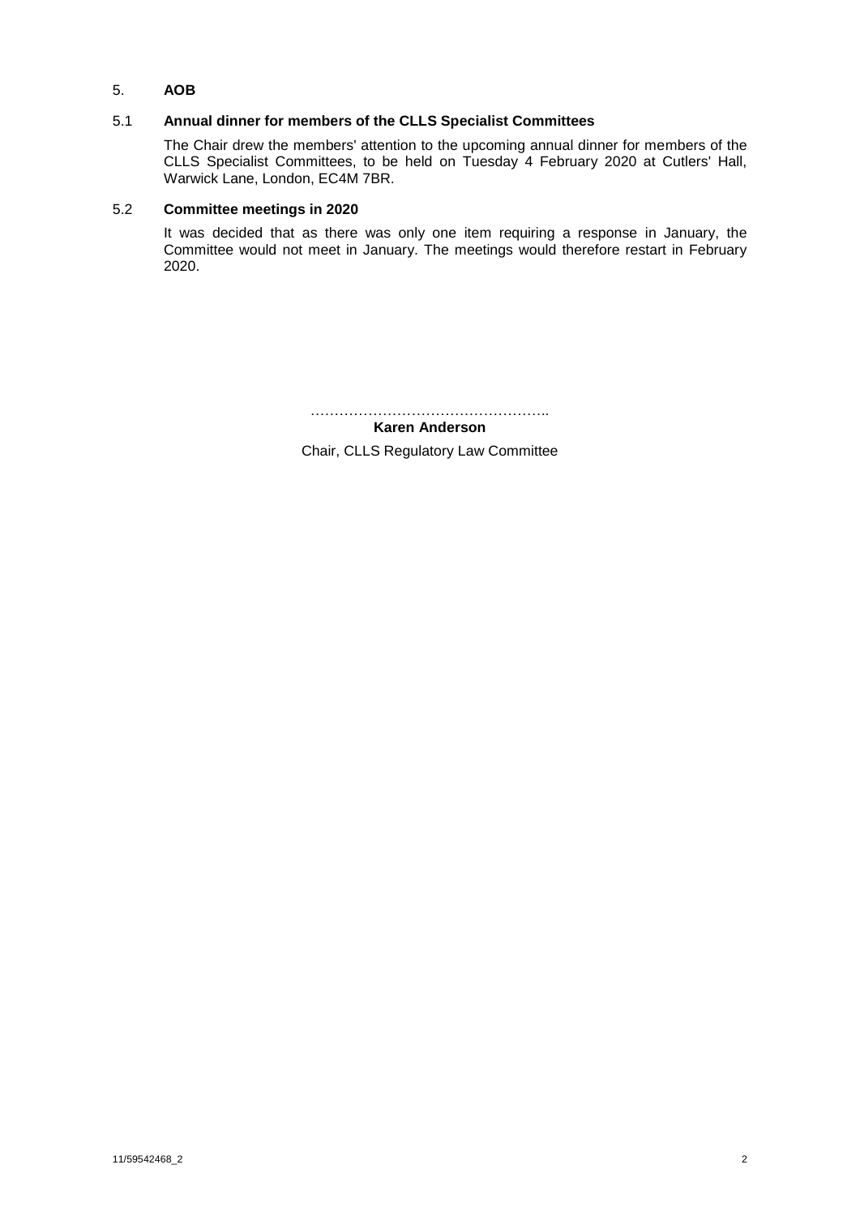## 5. AOB

### 5.1 Annual dinner for members of the CLLS Specialist Committees

The Chair drew the members' attention to the upcoming annual dinner for members of the CLLS Specialist Committees, to be held on Tuesday 4 February 2020 at Cutlers' Hall, Warwick Lane, London, EC4M 7BR.

### 5.2 Committee meetings in 2020

It was decided that as there was only one item requiring a response in January, the Committee would not meet in January. The meetings would therefore restart in February 2020.

…………………………………………..

**Karen Anderson**

Chair, CLLS Regulatory Law Committee

11/59542468_2